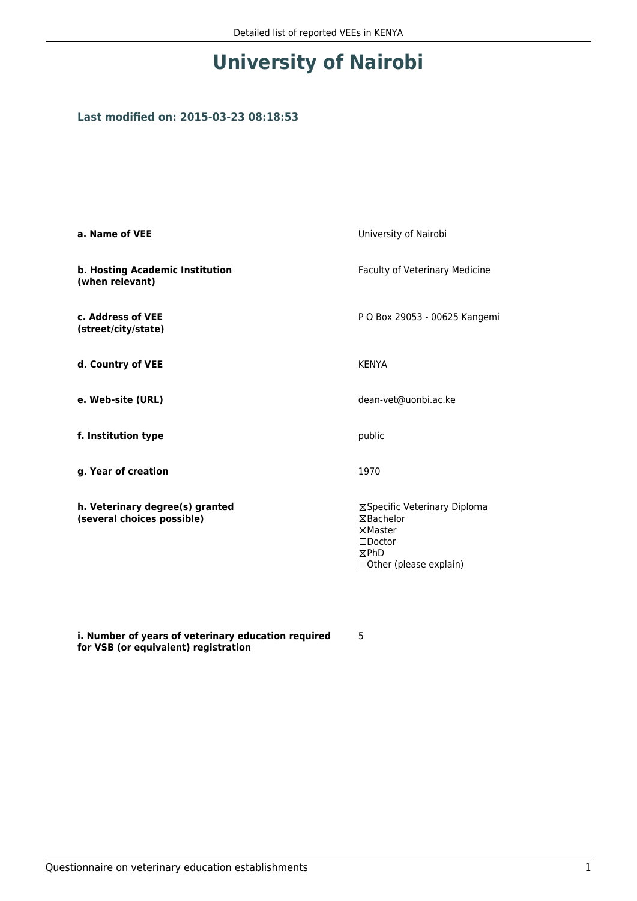# University of Nairobi

### Last modified on: 2015-03-23 08:18:53

| | |
|---|---|
| **a. Name of VEE** | University of Nairobi |
| **b. Hosting Academic Institution (when relevant)** | Faculty of Veterinary Medicine |
| **c. Address of VEE (street/city/state)** | P O Box 29053 - 00625 Kangemi |
| **d. Country of VEE** | KENYA |
| **e. Web-site (URL)** | dean-vet@uonbi.ac.ke |
| **f. Institution type** | public |
| **g. Year of creation** | 1970 |
| **h. Veterinary degree(s) granted (several choices possible)** | ☒Specific Veterinary Diploma<br>☒Bachelor<br>☒Master<br>☐Doctor<br>☒PhD<br>☐Other (please explain) |
| **i. Number of years of veterinary education required for VSB (or equivalent) registration** | 5 |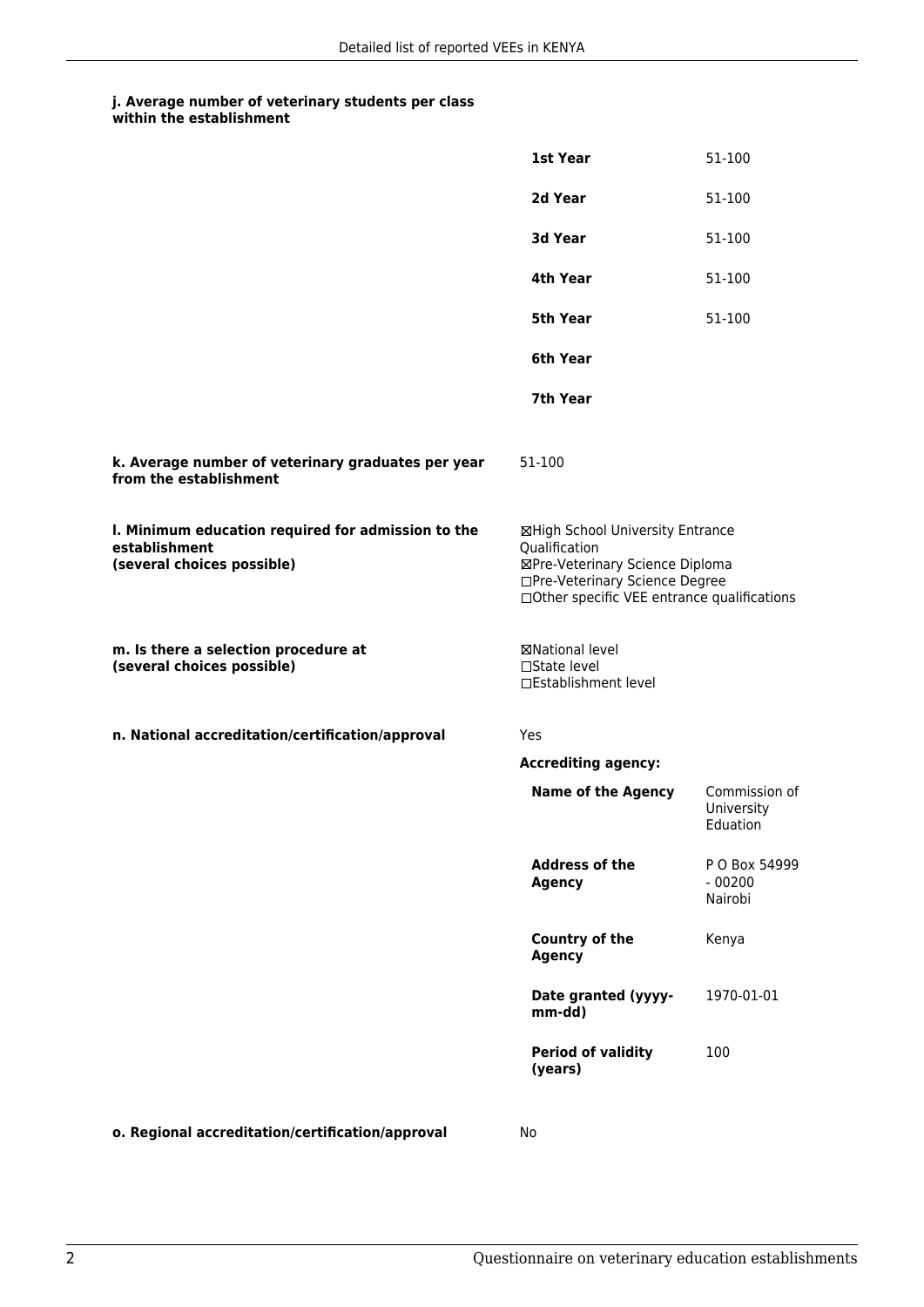**j. Average number of veterinary students per class within the establishment**

| | |
|---|---|
| **1st Year** | 51-100 |
| **2d Year** | 51-100 |
| **3d Year** | 51-100 |
| **4th Year** | 51-100 |
| **5th Year** | 51-100 |
| **6th Year** | |
| **7th Year** | |

**k. Average number of veterinary graduates per year from the establishment**

51-100

**l. Minimum education required for admission to the establishment (several choices possible)**

☒High School University Entrance Qualification
☒Pre-Veterinary Science Diploma
☐Pre-Veterinary Science Degree
☐Other specific VEE entrance qualifications

**m. Is there a selection procedure at (several choices possible)**

☒National level
☐State level
☐Establishment level

**n. National accreditation/certification/approval**

Yes

**Accrediting agency:**

| | |
|---|---|
| **Name of the Agency** | Commission of University Eduation |
| **Address of the Agency** | P O Box 54999 - 00200 Nairobi |
| **Country of the Agency** | Kenya |
| **Date granted (yyyy-mm-dd)** | 1970-01-01 |
| **Period of validity (years)** | 100 |

**o. Regional accreditation/certification/approval**

No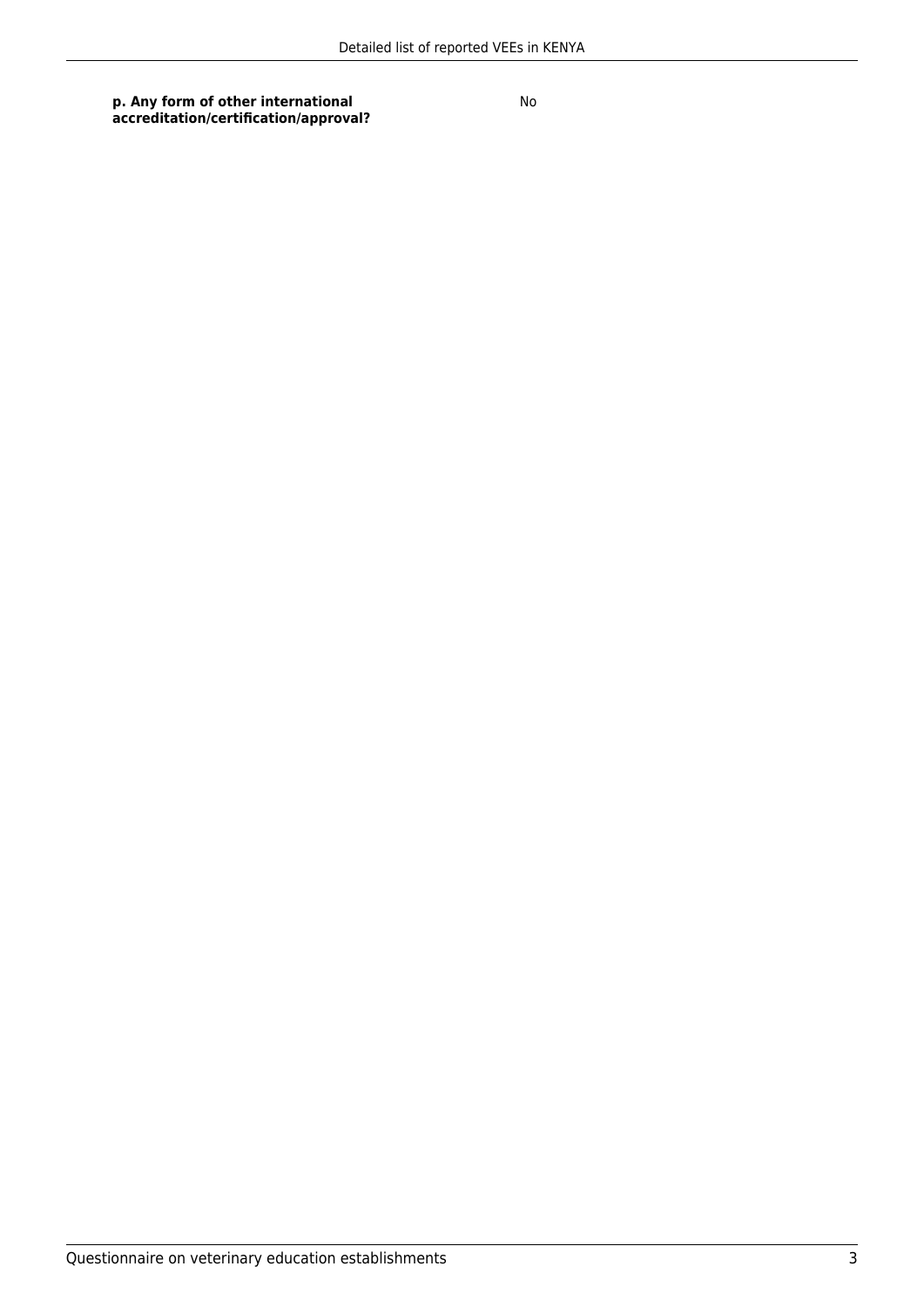| | |
|---|---|
| **p. Any form of other international accreditation/certification/approval?** | No |